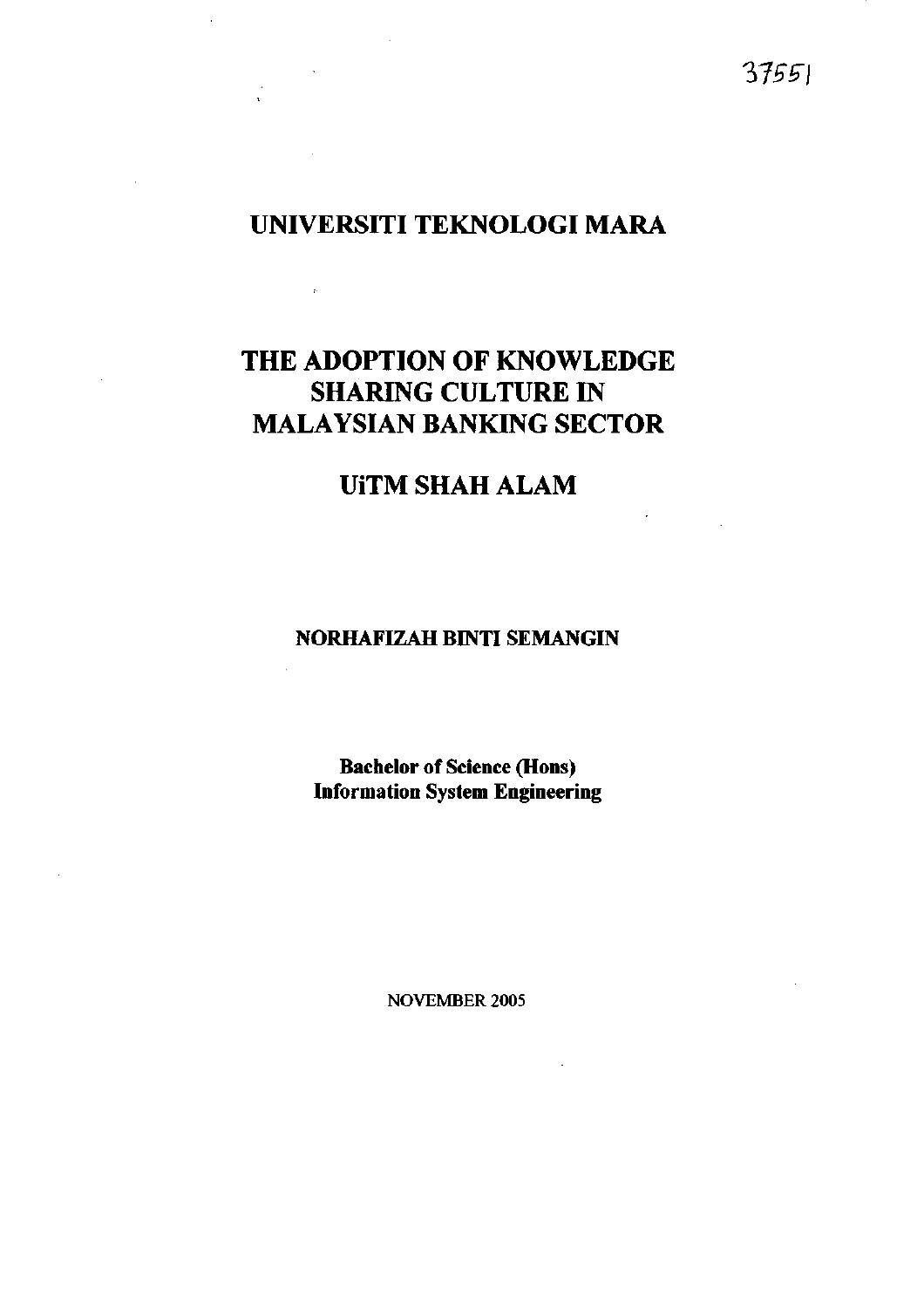37551

# UNIVERSITI TEKNOLOGI MARA

# THE ADOPTION OF KNOWLEDGE SHARING CULTURE IN MALAYSIAN BANKING SECTOR

# UiTM SHAH ALAM

**NORHAFIZAH BINTI SEMANGIN**

**Bachelor of Science (Hons)**
**Information System Engineering**

NOVEMBER 2005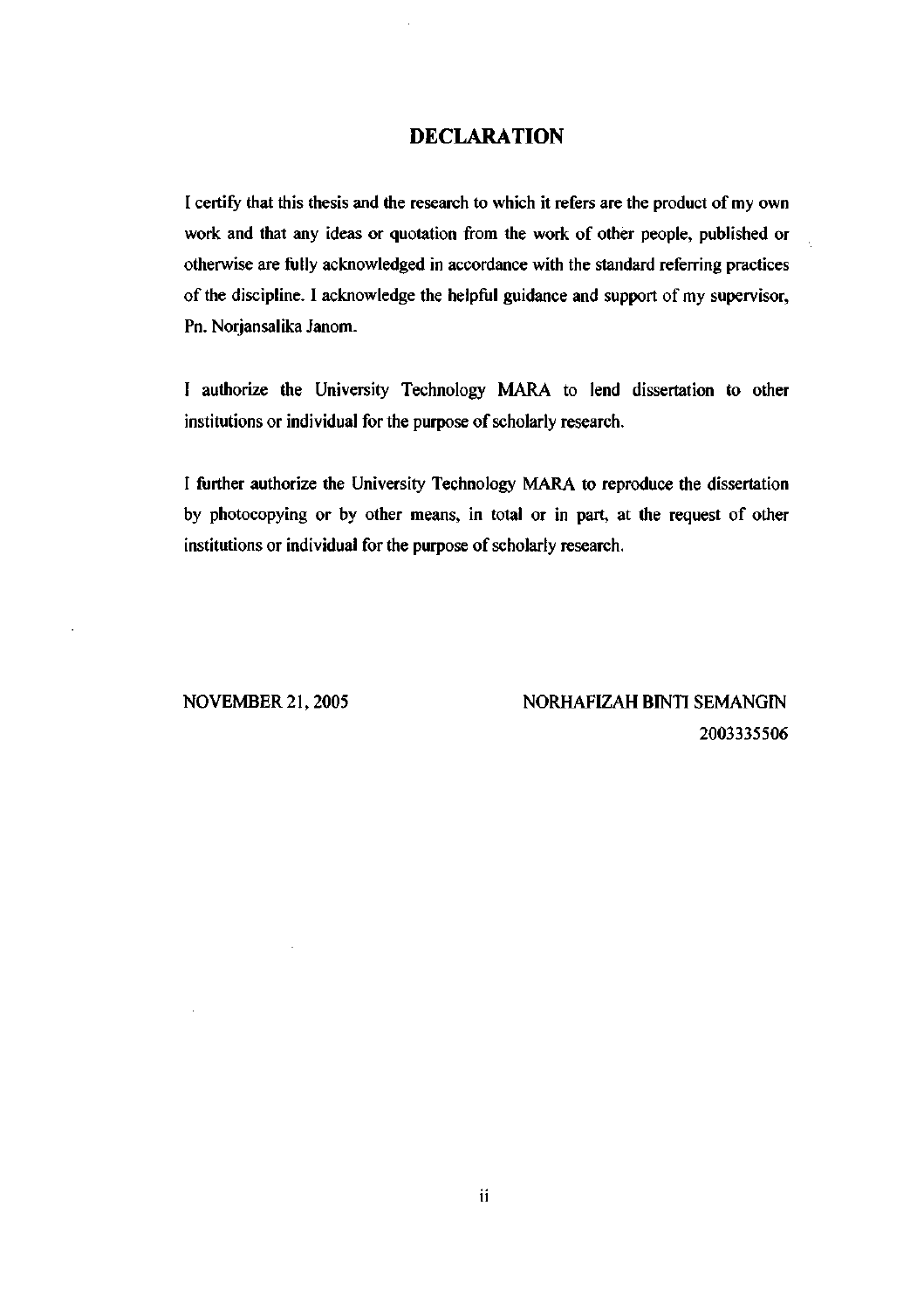# DECLARATION

I certify that this thesis and the research to which it refers are the product of my own work and that any ideas or quotation from the work of other people, published or otherwise are fully acknowledged in accordance with the standard referring practices of the discipline. I acknowledge the helpful guidance and support of my supervisor, Pn. Norjansalika Janom.

I authorize the University Technology MARA to lend dissertation to other institutions or individual for the purpose of scholarly research.

I further authorize the University Technology MARA to reproduce the dissertation by photocopying or by other means, in total or in part, at the request of other institutions or individual for the purpose of scholarly research.

NOVEMBER 21, 2005

NORHAFIZAH BINTI SEMANGIN
2003335506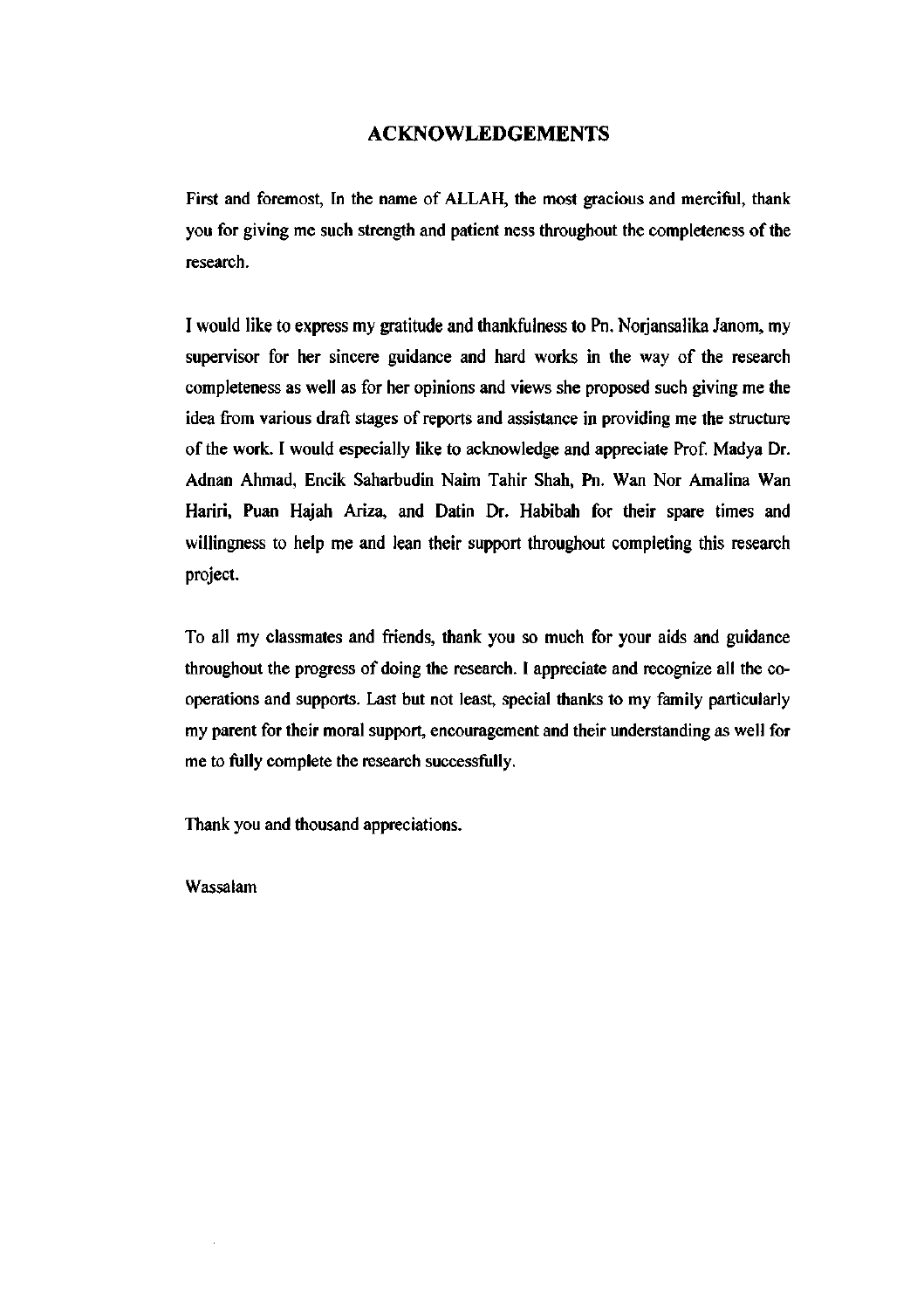# ACKNOWLEDGEMENTS

First and foremost, In the name of ALLAH, the most gracious and merciful, thank you for giving me such strength and patient ness throughout the completeness of the research.

I would like to express my gratitude and thankfulness to Pn. Norjansalika Janom, my supervisor for her sincere guidance and hard works in the way of the research completeness as well as for her opinions and views she proposed such giving me the idea from various draft stages of reports and assistance in providing me the structure of the work. I would especially like to acknowledge and appreciate Prof. Madya Dr. Adnan Ahmad, Encik Saharbudin Naim Tahir Shah, Pn. Wan Nor Amalina Wan Hariri, Puan Hajah Ariza, and Datin Dr. Habibah for their spare times and willingness to help me and lean their support throughout completing this research project.

To all my classmates and friends, thank you so much for your aids and guidance throughout the progress of doing the research. I appreciate and recognize all the co-operations and supports. Last but not least, special thanks to my family particularly my parent for their moral support, encouragement and their understanding as well for me to fully complete the research successfully.

Thank you and thousand appreciations.

Wassalam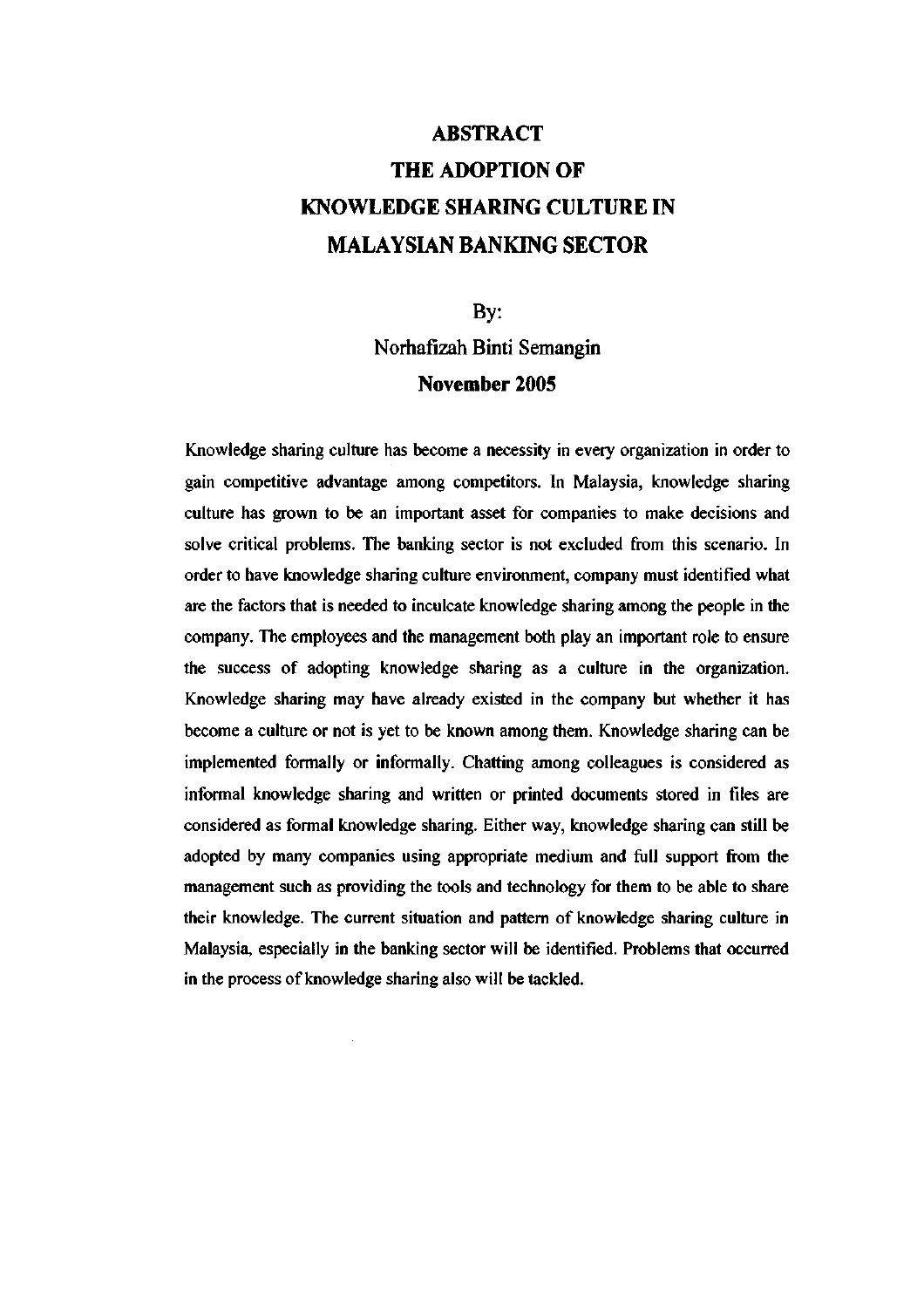# ABSTRACT

# THE ADOPTION OF KNOWLEDGE SHARING CULTURE IN MALAYSIAN BANKING SECTOR

By:

Norhafizah Binti Semangin

**November 2005**

Knowledge sharing culture has become a necessity in every organization in order to gain competitive advantage among competitors. In Malaysia, knowledge sharing culture has grown to be an important asset for companies to make decisions and solve critical problems. The banking sector is not excluded from this scenario. In order to have knowledge sharing culture environment, company must identified what are the factors that is needed to inculcate knowledge sharing among the people in the company. The employees and the management both play an important role to ensure the success of adopting knowledge sharing as a culture in the organization. Knowledge sharing may have already existed in the company but whether it has become a culture or not is yet to be known among them. Knowledge sharing can be implemented formally or informally. Chatting among colleagues is considered as informal knowledge sharing and written or printed documents stored in files are considered as formal knowledge sharing. Either way, knowledge sharing can still be adopted by many companies using appropriate medium and full support from the management such as providing the tools and technology for them to be able to share their knowledge. The current situation and pattern of knowledge sharing culture in Malaysia, especially in the banking sector will be identified. Problems that occurred in the process of knowledge sharing also will be tackled.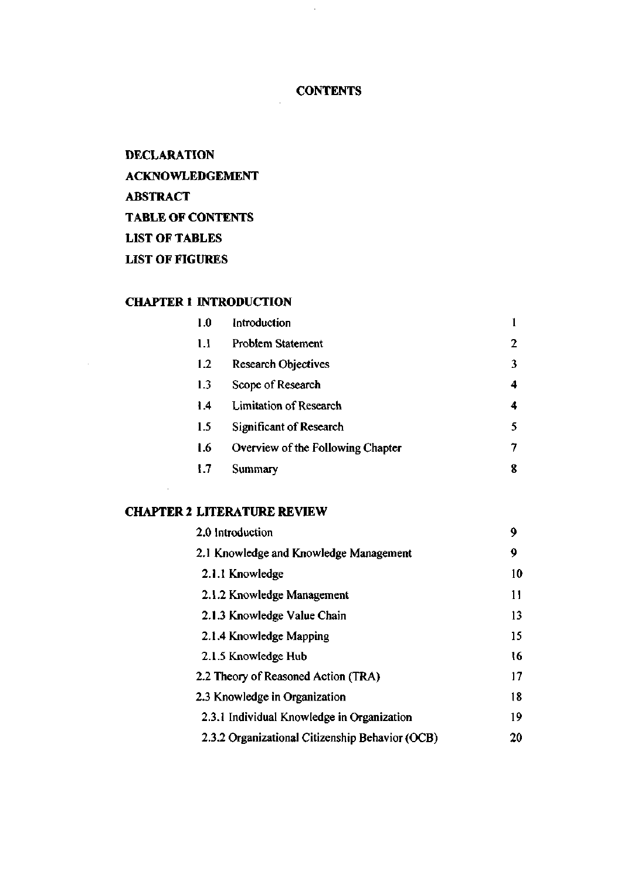# CONTENTS

**DECLARATION**

**ACKNOWLEDGEMENT**

**ABSTRACT**

**TABLE OF CONTENTS**

**LIST OF TABLES**

**LIST OF FIGURES**

## CHAPTER 1 INTRODUCTION

| | | |
|---|---|---|
| 1.0 | Introduction | 1 |
| 1.1 | Problem Statement | 2 |
| 1.2 | Research Objectives | 3 |
| 1.3 | Scope of Research | 4 |
| 1.4 | Limitation of Research | 4 |
| 1.5 | Significant of Research | 5 |
| 1.6 | Overview of the Following Chapter | 7 |
| 1.7 | Summary | 8 |

## CHAPTER 2 LITERATURE REVIEW

| | |
|---|---|
| 2.0 Introduction | 9 |
| 2.1 Knowledge and Knowledge Management | 9 |
| 2.1.1 Knowledge | 10 |
| 2.1.2 Knowledge Management | 11 |
| 2.1.3 Knowledge Value Chain | 13 |
| 2.1.4 Knowledge Mapping | 15 |
| 2.1.5 Knowledge Hub | 16 |
| 2.2 Theory of Reasoned Action (TRA) | 17 |
| 2.3 Knowledge in Organization | 18 |
| 2.3.1 Individual Knowledge in Organization | 19 |
| 2.3.2 Organizational Citizenship Behavior (OCB) | 20 |